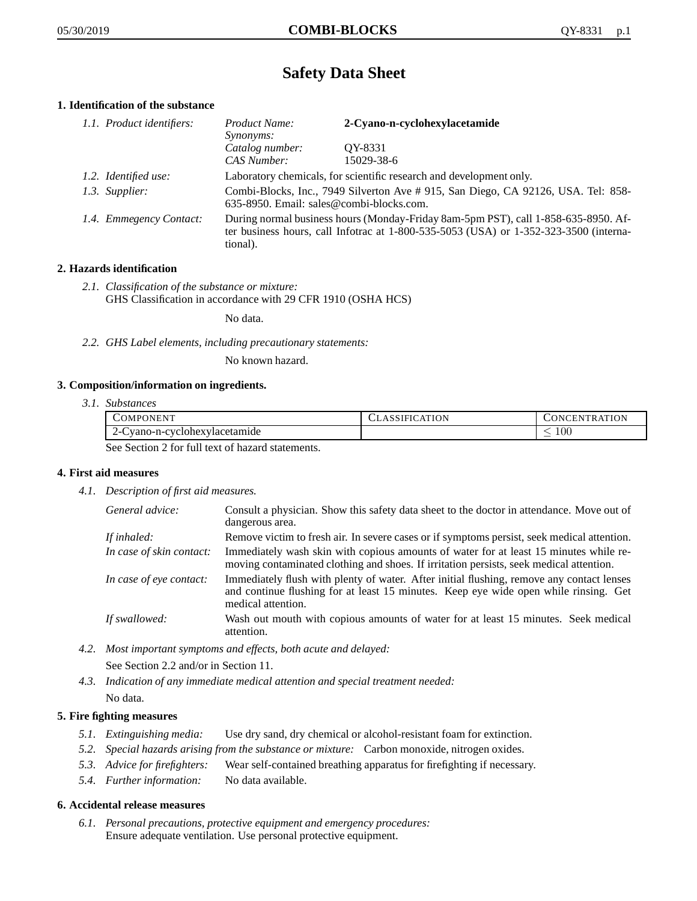# Safety Data Sheet

## 1. Identification of the substance

*1.1. Product identifiers:*

| | |
|---|---|
| *Product Name:* | **2-Cyano-n-cyclohexylacetamide** |
| *Synonyms:* | |
| *Catalog number:* | QY-8331 |
| *CAS Number:* | 15029-38-6 |

*1.2. Identified use:* Laboratory chemicals, for scientific research and development only.

*1.3. Supplier:* Combi-Blocks, Inc., 7949 Silverton Ave # 915, San Diego, CA 92126, USA. Tel: 858-635-8950. Email: sales@combi-blocks.com.

*1.4. Emmegency Contact:* During normal business hours (Monday-Friday 8am-5pm PST), call 1-858-635-8950. After business hours, call Infotrac at 1-800-535-5053 (USA) or 1-352-323-3500 (international).

## 2. Hazards identification

*2.1. Classification of the substance or mixture:*
GHS Classification in accordance with 29 CFR 1910 (OSHA HCS)

No data.

*2.2. GHS Label elements, including precautionary statements:*

No known hazard.

## 3. Composition/information on ingredients.

*3.1. Substances*

| Component | Classification | Concentration |
|---|---|---|
| 2-Cyano-n-cyclohexylacetamide | | $\leq 100$ |

See Section 2 for full text of hazard statements.

## 4. First aid measures

*4.1. Description of first aid measures.*

*General advice:* Consult a physician. Show this safety data sheet to the doctor in attendance. Move out of dangerous area.

*If inhaled:* Remove victim to fresh air. In severe cases or if symptoms persist, seek medical attention.

*In case of skin contact:* Immediately wash skin with copious amounts of water for at least 15 minutes while removing contaminated clothing and shoes. If irritation persists, seek medical attention.

*In case of eye contact:* Immediately flush with plenty of water. After initial flushing, remove any contact lenses and continue flushing for at least 15 minutes. Keep eye wide open while rinsing. Get medical attention.

*If swallowed:* Wash out mouth with copious amounts of water for at least 15 minutes. Seek medical attention.

*4.2. Most important symptoms and effects, both acute and delayed:*

See Section 2.2 and/or in Section 11.

*4.3. Indication of any immediate medical attention and special treatment needed:*

No data.

## 5. Fire fighting measures

*5.1. Extinguishing media:* Use dry sand, dry chemical or alcohol-resistant foam for extinction.

*5.2. Special hazards arising from the substance or mixture:* Carbon monoxide, nitrogen oxides.

*5.3. Advice for firefighters:* Wear self-contained breathing apparatus for firefighting if necessary.

*5.4. Further information:* No data available.

## 6. Accidental release measures

*6.1. Personal precautions, protective equipment and emergency procedures:*
Ensure adequate ventilation. Use personal protective equipment.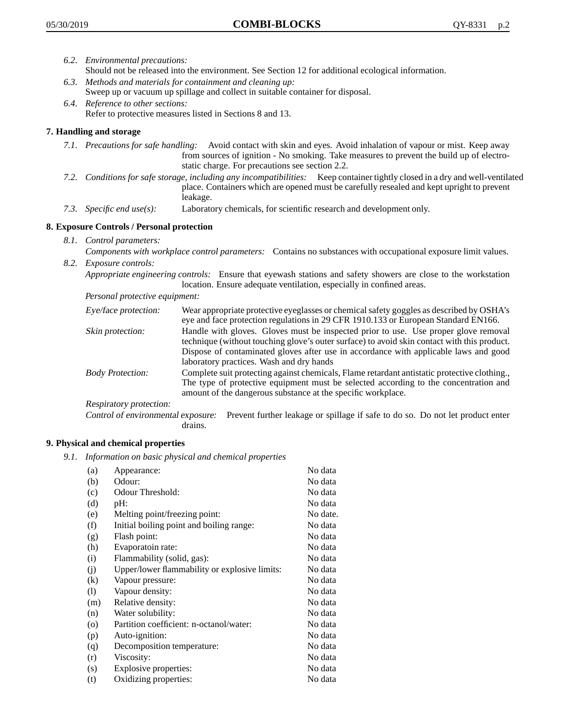6.2. *Environmental precautions:*
Should not be released into the environment. See Section 12 for additional ecological information.

6.3. *Methods and materials for containment and cleaning up:*
Sweep up or vacuum up spillage and collect in suitable container for disposal.

6.4. *Reference to other sections:*
Refer to protective measures listed in Sections 8 and 13.

## 7. Handling and storage

7.1. *Precautions for safe handling:* Avoid contact with skin and eyes. Avoid inhalation of vapour or mist. Keep away from sources of ignition - No smoking. Take measures to prevent the build up of electrostatic charge. For precautions see section 2.2.

7.2. *Conditions for safe storage, including any incompatibilities:* Keep container tightly closed in a dry and well-ventilated place. Containers which are opened must be carefully resealed and kept upright to prevent leakage.

7.3. *Specific end use(s):* Laboratory chemicals, for scientific research and development only.

## 8. Exposure Controls / Personal protection

8.1. *Control parameters:*
*Components with workplace control parameters:* Contains no substances with occupational exposure limit values.

8.2. *Exposure controls:*
*Appropriate engineering controls:* Ensure that eyewash stations and safety showers are close to the workstation location. Ensure adequate ventilation, especially in confined areas.

*Personal protective equipment:*

*Eye/face protection:* Wear appropriate protective eyeglasses or chemical safety goggles as described by OSHA's eye and face protection regulations in 29 CFR 1910.133 or European Standard EN166.

*Skin protection:* Handle with gloves. Gloves must be inspected prior to use. Use proper glove removal technique (without touching glove's outer surface) to avoid skin contact with this product. Dispose of contaminated gloves after use in accordance with applicable laws and good laboratory practices. Wash and dry hands

*Body Protection:* Complete suit protecting against chemicals, Flame retardant antistatic protective clothing., The type of protective equipment must be selected according to the concentration and amount of the dangerous substance at the specific workplace.

*Respiratory protection:*

*Control of environmental exposure:* Prevent further leakage or spillage if safe to do so. Do not let product enter drains.

## 9. Physical and chemical properties

9.1. *Information on basic physical and chemical properties*

| | | |
|---|---|---|
| (a) | Appearance: | No data |
| (b) | Odour: | No data |
| (c) | Odour Threshold: | No data |
| (d) | pH: | No data |
| (e) | Melting point/freezing point: | No date. |
| (f) | Initial boiling point and boiling range: | No data |
| (g) | Flash point: | No data |
| (h) | Evaporatoin rate: | No data |
| (i) | Flammability (solid, gas): | No data |
| (j) | Upper/lower flammability or explosive limits: | No data |
| (k) | Vapour pressure: | No data |
| (l) | Vapour density: | No data |
| (m) | Relative density: | No data |
| (n) | Water solubility: | No data |
| (o) | Partition coefficient: n-octanol/water: | No data |
| (p) | Auto-ignition: | No data |
| (q) | Decomposition temperature: | No data |
| (r) | Viscosity: | No data |
| (s) | Explosive properties: | No data |
| (t) | Oxidizing properties: | No data |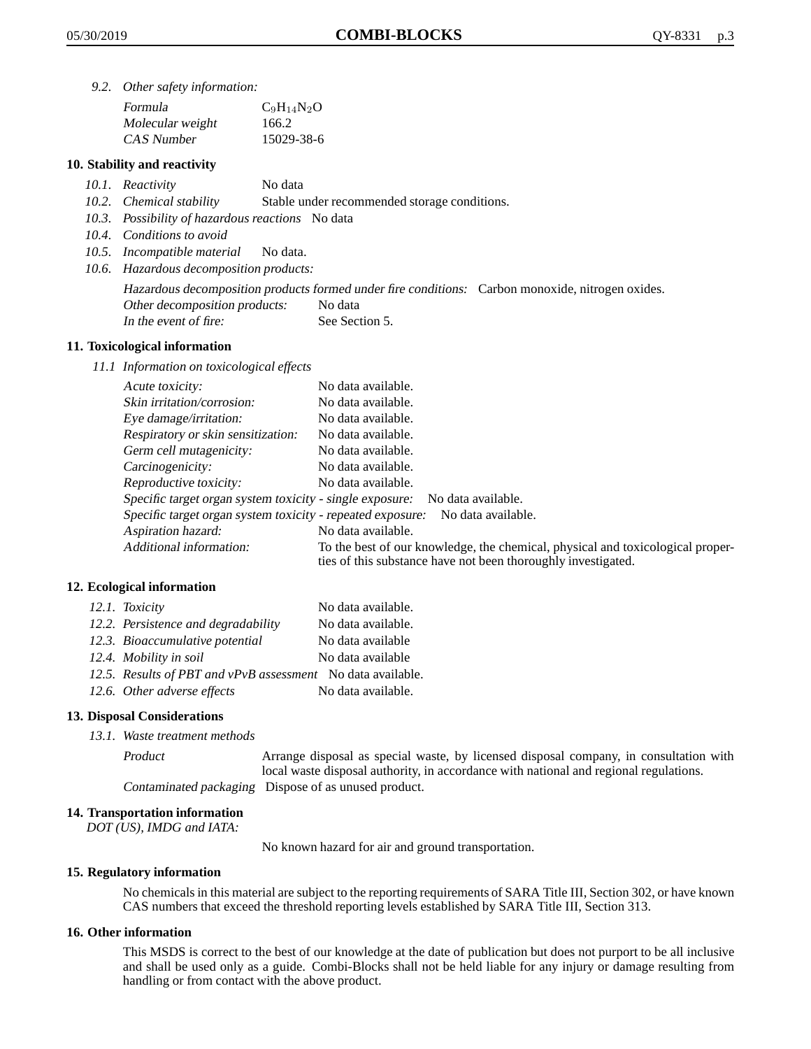*9.2. Other safety information:*

| | |
|---|---|
| *Formula* | $C_9H_{14}N_2O$ |
| *Molecular weight* | 166.2 |
| *CAS Number* | 15029-38-6 |

## 10. Stability and reactivity

*10.1. Reactivity* No data

*10.2. Chemical stability* Stable under recommended storage conditions.

*10.3. Possibility of hazardous reactions* No data

*10.4. Conditions to avoid*

*10.5. Incompatible material* No data.

*10.6. Hazardous decomposition products:*

*Hazardous decomposition products formed under fire conditions:* Carbon monoxide, nitrogen oxides.

*Other decomposition products:* No data

*In the event of fire:* See Section 5.

## 11. Toxicological information

*11.1 Information on toxicological effects*

| | |
|---|---|
| *Acute toxicity:* | No data available. |
| *Skin irritation/corrosion:* | No data available. |
| *Eye damage/irritation:* | No data available. |
| *Respiratory or skin sensitization:* | No data available. |
| *Germ cell mutagenicity:* | No data available. |
| *Carcinogenicity:* | No data available. |
| *Reproductive toxicity:* | No data available. |
| *Specific target organ system toxicity - single exposure:* | No data available. |
| *Specific target organ system toxicity - repeated exposure:* | No data available. |
| *Aspiration hazard:* | No data available. |
| *Additional information:* | To the best of our knowledge, the chemical, physical and toxicological properties of this substance have not been thoroughly investigated. |

## 12. Ecological information

| | |
|---|---|
| *12.1. Toxicity* | No data available. |
| *12.2. Persistence and degradability* | No data available. |
| *12.3. Bioaccumulative potential* | No data available |
| *12.4. Mobility in soil* | No data available |
| *12.5. Results of PBT and vPvB assessment* | No data available. |
| *12.6. Other adverse effects* | No data available. |

## 13. Disposal Considerations

*13.1. Waste treatment methods*

*Product* Arrange disposal as special waste, by licensed disposal company, in consultation with local waste disposal authority, in accordance with national and regional regulations.

*Contaminated packaging* Dispose of as unused product.

## 14. Transportation information

*DOT (US), IMDG and IATA:*

No known hazard for air and ground transportation.

## 15. Regulatory information

No chemicals in this material are subject to the reporting requirements of SARA Title III, Section 302, or have known CAS numbers that exceed the threshold reporting levels established by SARA Title III, Section 313.

## 16. Other information

This MSDS is correct to the best of our knowledge at the date of publication but does not purport to be all inclusive and shall be used only as a guide. Combi-Blocks shall not be held liable for any injury or damage resulting from handling or from contact with the above product.